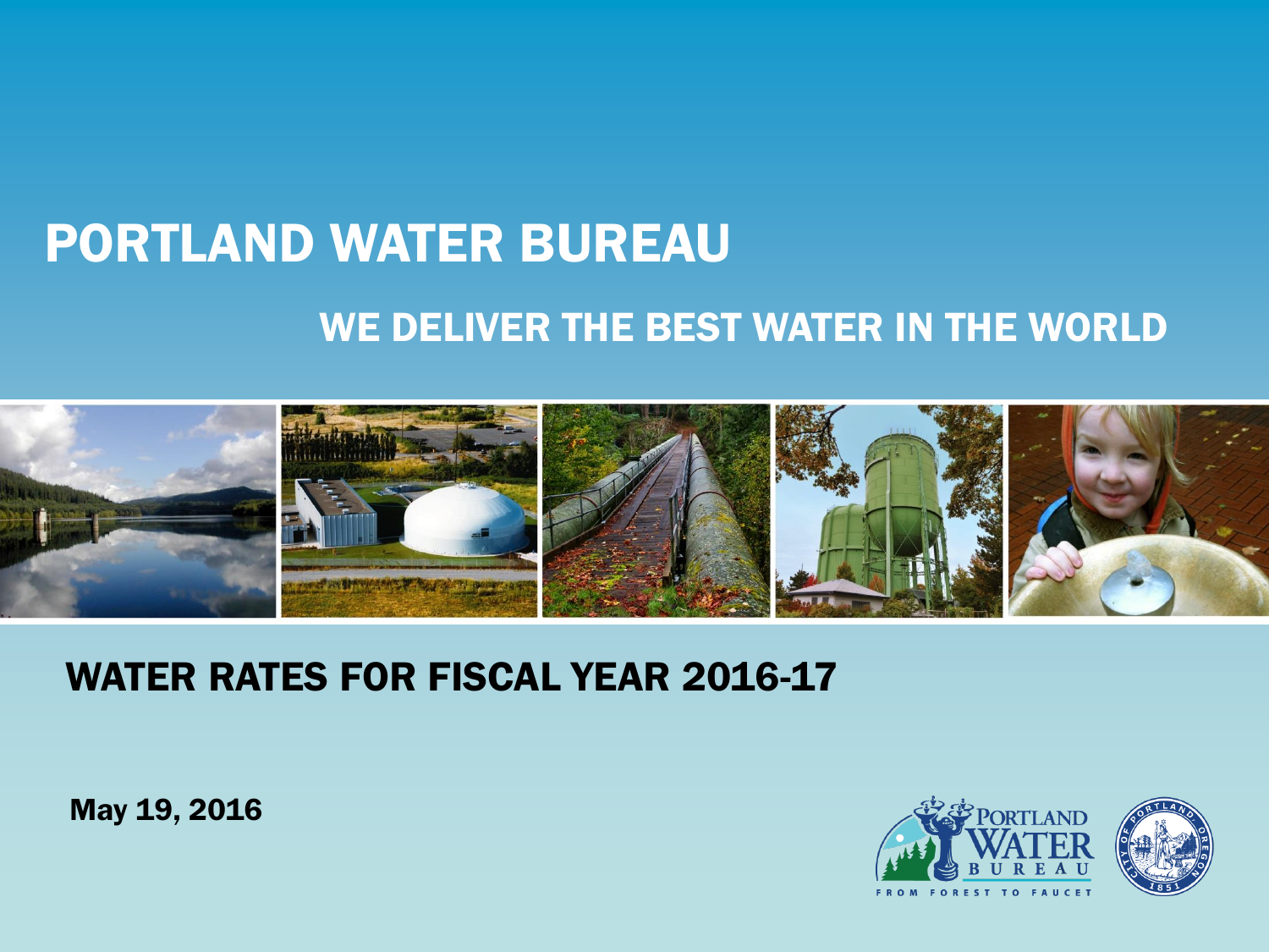# PORTLAND WATER BUREAU

## WE DELIVER THE BEST WATER IN THE WORLD

## WATER RATES FOR FISCAL YEAR 2016-17

**May 19, 2016**

PORTLAND WATER BUREAU

FROM FOREST TO FAUCET

CITY OF PORTLAND, OREGON 1851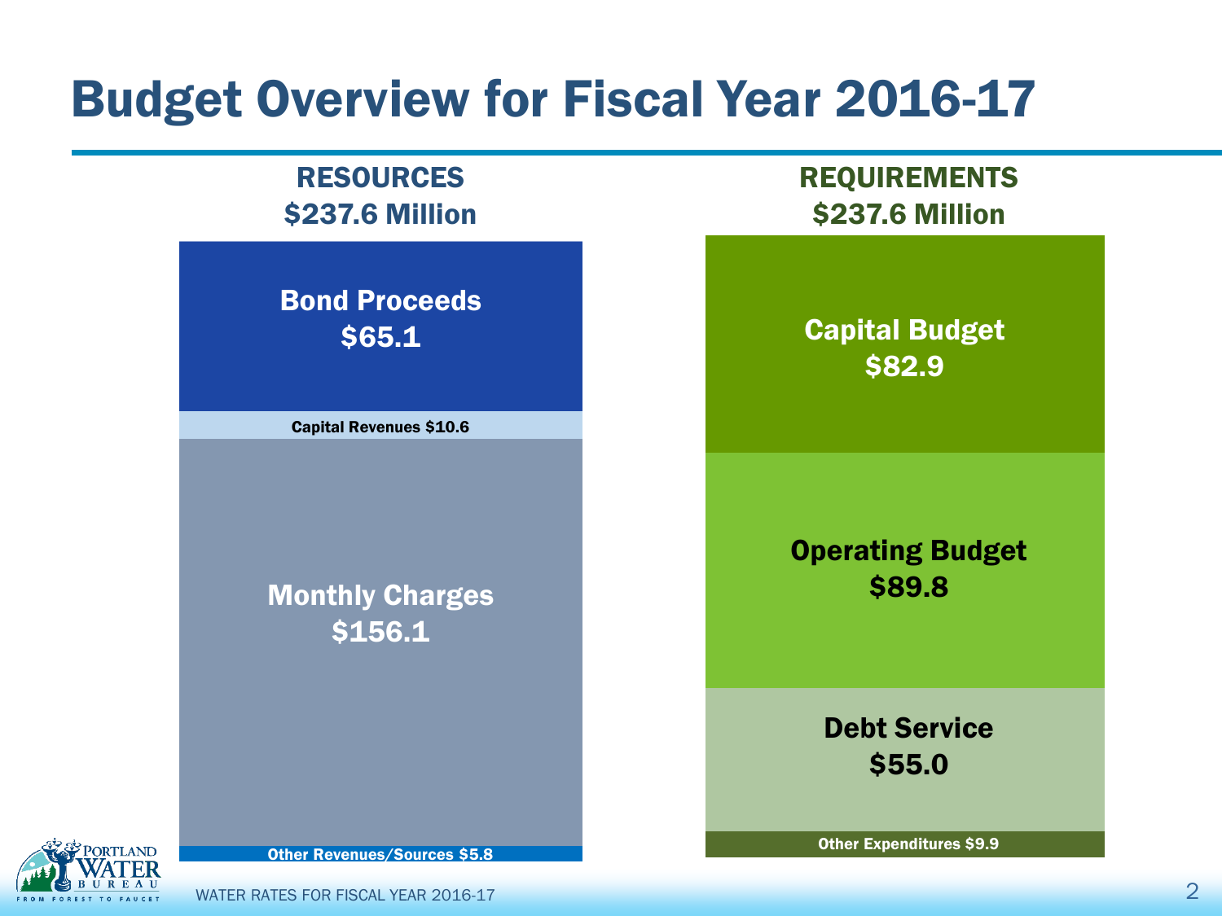# Budget Overview for Fiscal Year 2016-17

## RESOURCES
## $237.6 Million

- **Bond Proceeds $65.1**
- **Capital Revenues $10.6**
- **Monthly Charges $156.1**
- **Other Revenues/Sources $5.8**

## REQUIREMENTS
## $237.6 Million

- **Capital Budget $82.9**
- **Operating Budget $89.8**
- **Debt Service $55.0**
- **Other Expenditures $9.9**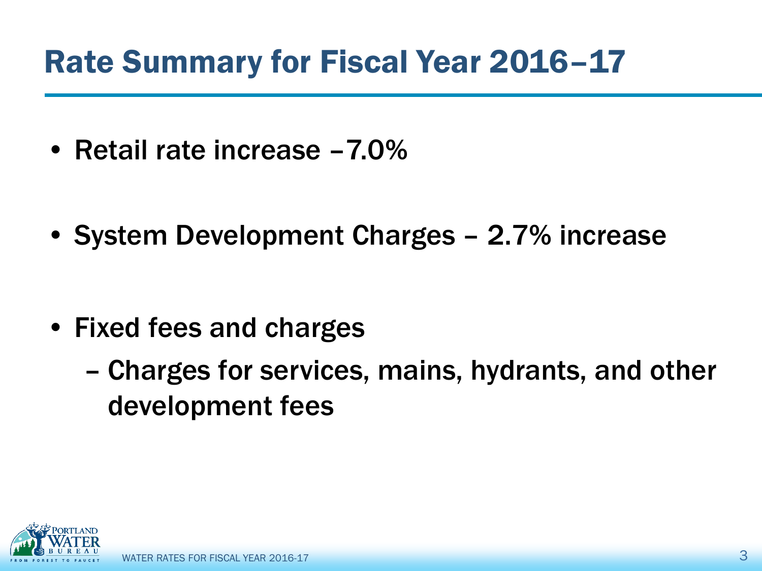# Rate Summary for Fiscal Year 2016–17

- Retail rate increase –7.0%
- System Development Charges – 2.7% increase
- Fixed fees and charges
  - Charges for services, mains, hydrants, and other development fees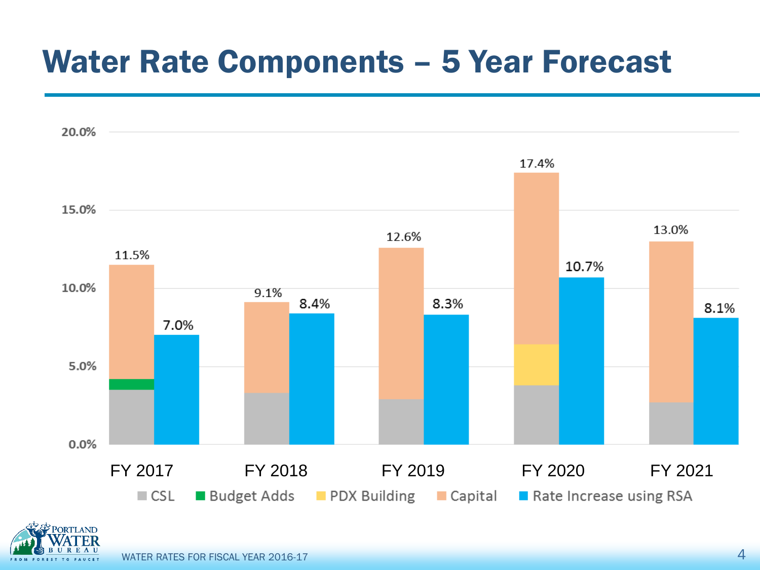# Water Rate Components – 5 Year Forecast

| | FY 2017 | FY 2018 | FY 2019 | FY 2020 | FY 2021 |
|---|---|---|---|---|---|
| Total (CSL + Budget Adds + PDX Building + Capital) | 11.5% | 9.1% | 12.6% | 17.4% | 13.0% |
| Rate Increase using RSA | 7.0% | 8.4% | 8.3% | 10.7% | 8.1% |

Legend: CSL, Budget Adds, PDX Building, Capital, Rate Increase using RSA

WATER RATES FOR FISCAL YEAR 2016-17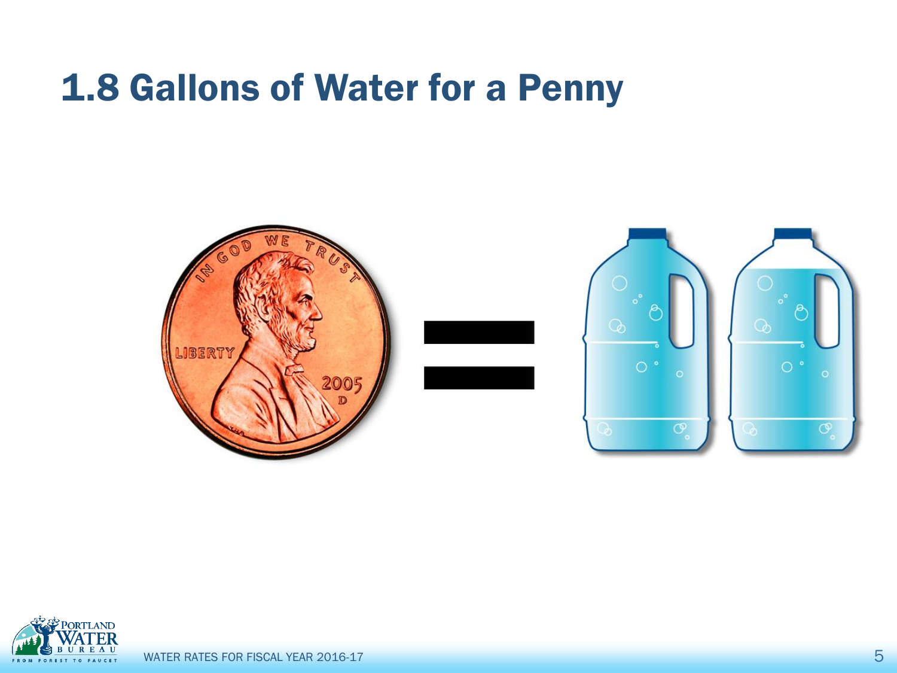# 1.8 Gallons of Water for a Penny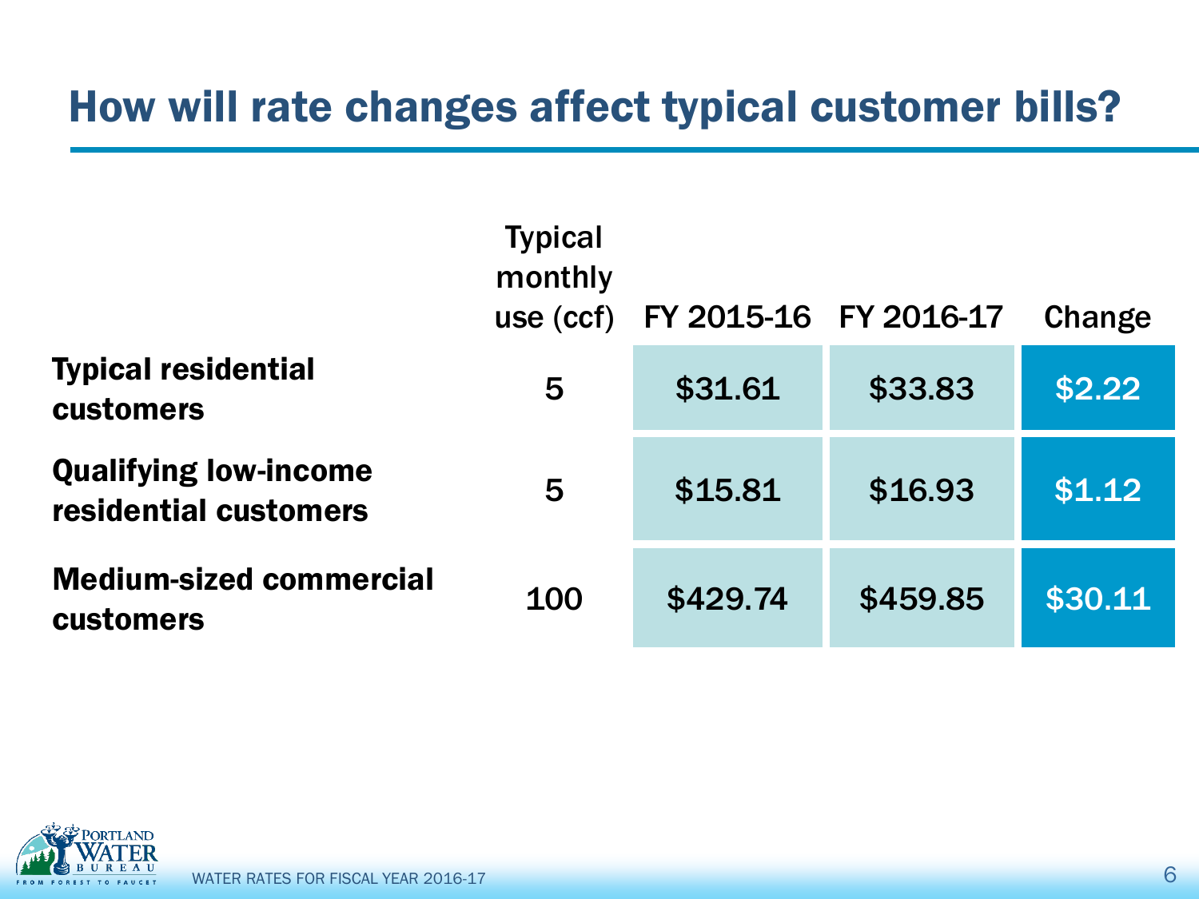# How will rate changes affect typical customer bills?

| | Typical monthly use (ccf) | FY 2015-16 | FY 2016-17 | Change |
|---|---|---|---|---|
| **Typical residential customers** | 5 | $31.61 | $33.83 | $2.22 |
| **Qualifying low-income residential customers** | 5 | $15.81 | $16.93 | $1.12 |
| **Medium-sized commercial customers** | 100 | $429.74 | $459.85 | $30.11 |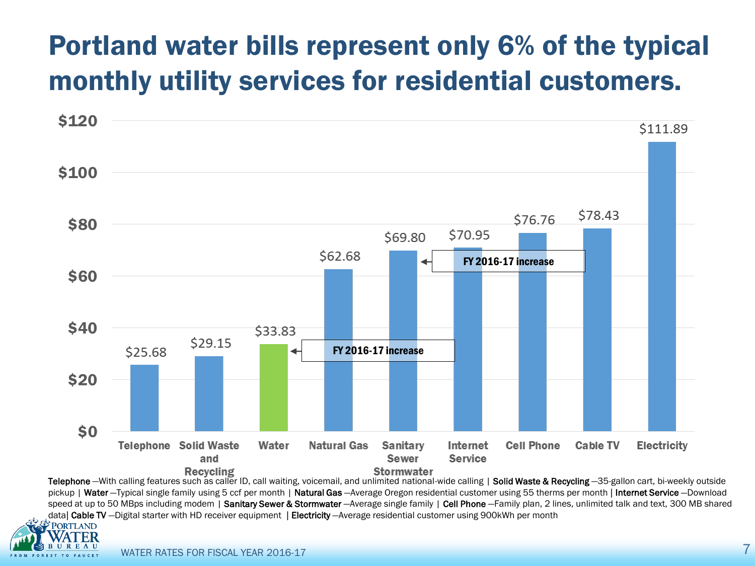# Portland water bills represent only 6% of the typical monthly utility services for residential customers.

| Service | Monthly Cost |
| --- | --- |
| Telephone | $25.68 |
| Solid Waste and Recycling | $29.15 |
| Water | $33.83 |
| Natural Gas | $62.68 |
| Sanitary Sewer Stormwater | $69.80 |
| Internet Service | $70.95 |
| Cell Phone | $76.76 |
| Cable TV | $78.43 |
| Electricity | $111.89 |

Water: FY 2016-17 increase

Sanitary Sewer Stormwater: FY 2016-17 increase

**Telephone** —With calling features such as caller ID, call waiting, voicemail, and unlimited national-wide calling | **Solid Waste & Recycling** —35-gallon cart, bi-weekly outside pickup | **Water** —Typical single family using 5 ccf per month | **Natural Gas** —Average Oregon residential customer using 55 therms per month | **Internet Service** —Download speed at up to 50 MBps including modem | **Sanitary Sewer & Stormwater** —Average single family | **Cell Phone** —Family plan, 2 lines, unlimited talk and text, 300 MB shared data| **Cable TV** —Digital starter with HD receiver equipment | **Electricity** —Average residential customer using 900kWh per month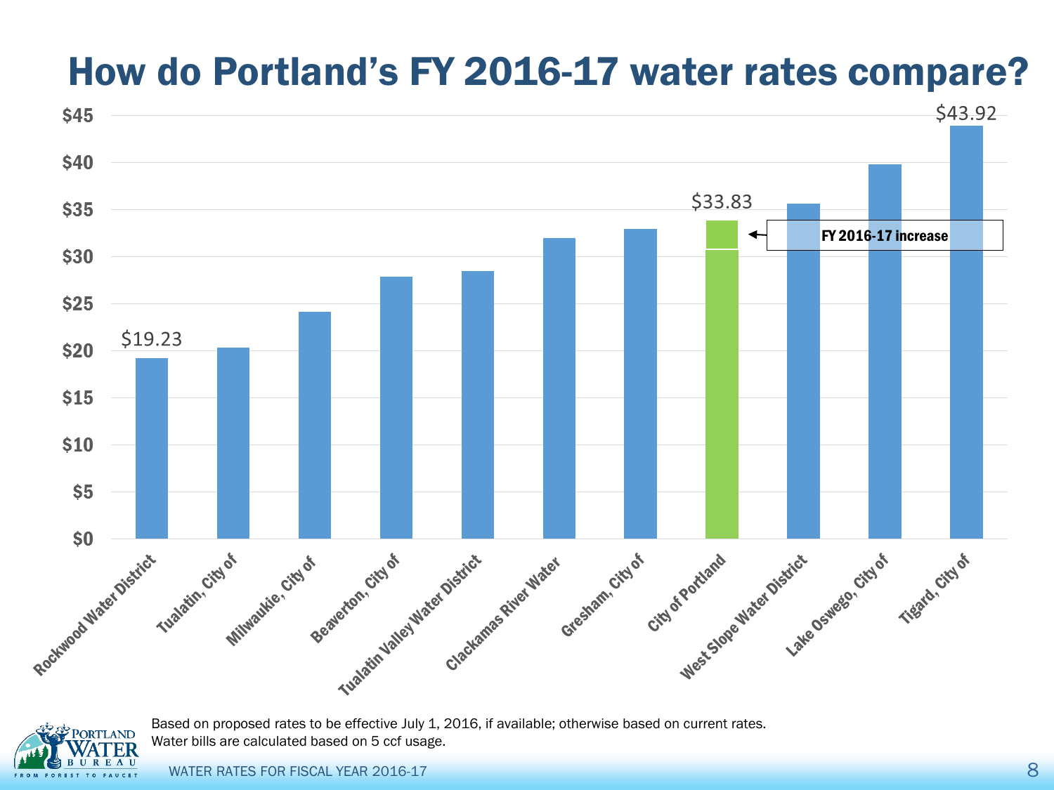# How do Portland's FY 2016-17 water rates compare?

| Provider | Water bill |
|---|---|
| Rockwood Water District | $19.23 |
| Tualatin, City of | |
| Milwaukie, City of | |
| Beaverton, City of | |
| Tualatin Valley Water District | |
| Clackamas River Water | |
| Gresham, City of | |
| City of Portland | $33.83 |
| West Slope Water District | |
| Lake Oswego, City of | |
| Tigard, City of | $43.92 |

FY 2016-17 increase

Based on proposed rates to be effective July 1, 2016, if available; otherwise based on current rates.
Water bills are calculated based on 5 ccf usage.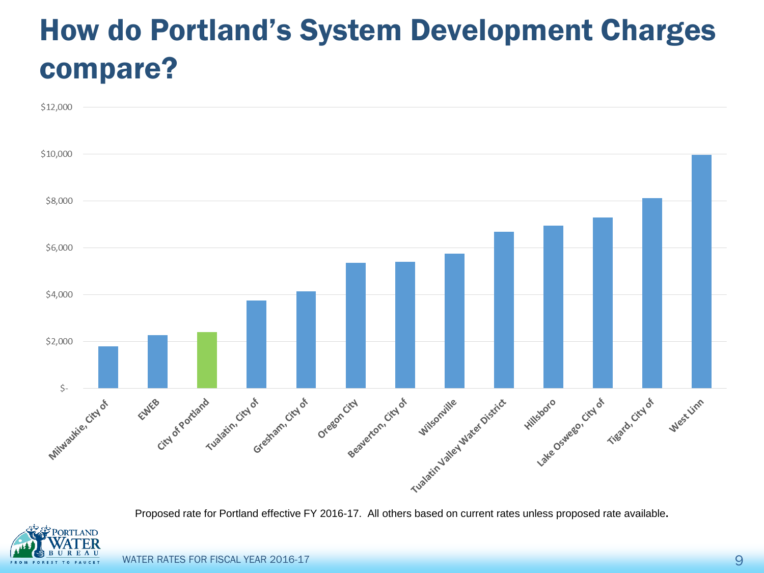# How do Portland's System Development Charges compare?

$12,000
$10,000
$8,000
$6,000
$4,000
$2,000
$-

Milwaukie, City of
EWEB
City of Portland
Tualatin, City of
Gresham, City of
Oregon City
Beaverton, City of
Wilsonville
Tualatin Valley Water District
Hillsboro
Lake Oswego, City of
Tigard, City of
West Linn

Proposed rate for Portland effective FY 2016-17. All others based on current rates unless proposed rate available.

WATER RATES FOR FISCAL YEAR 2016-17